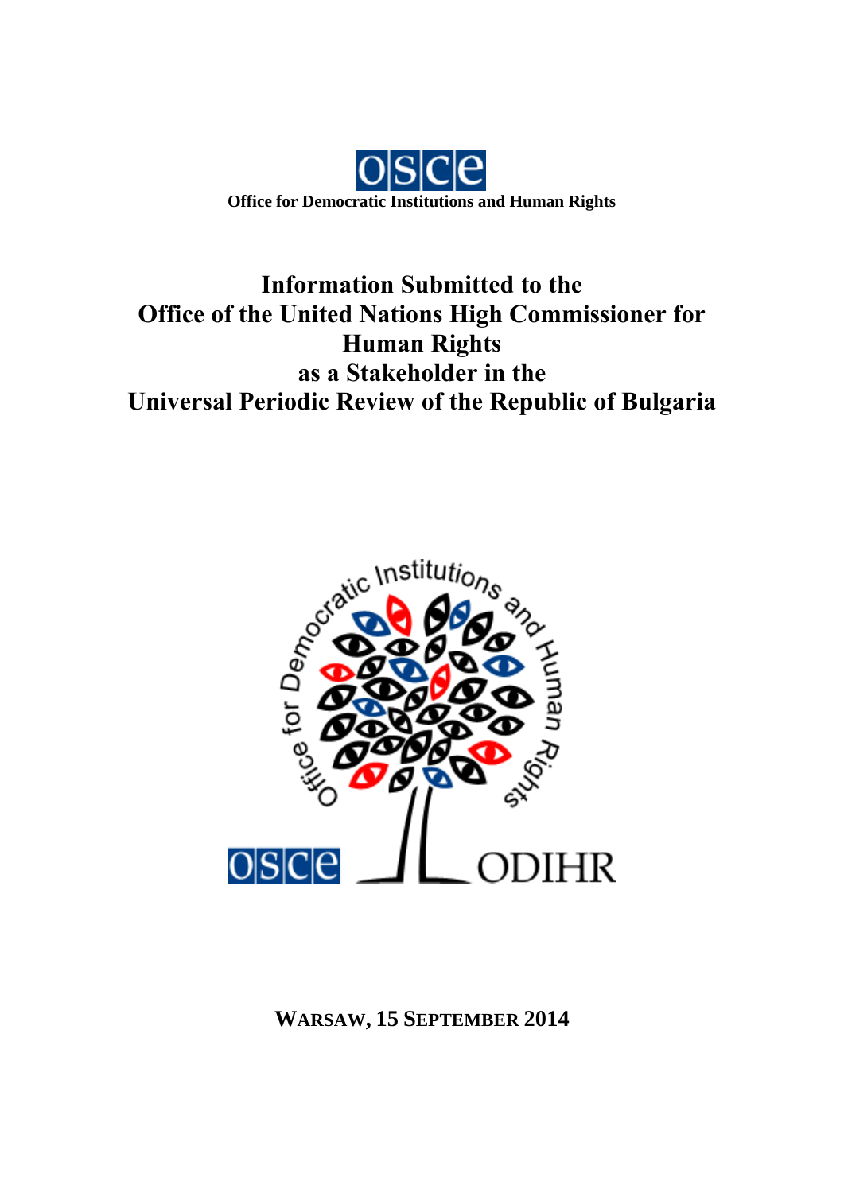**Office for Democratic Institutions and Human Rights**

# Information Submitted to the Office of the United Nations High Commissioner for Human Rights as a Stakeholder in the Universal Periodic Review of the Republic of Bulgaria

**WARSAW, 15 SEPTEMBER 2014**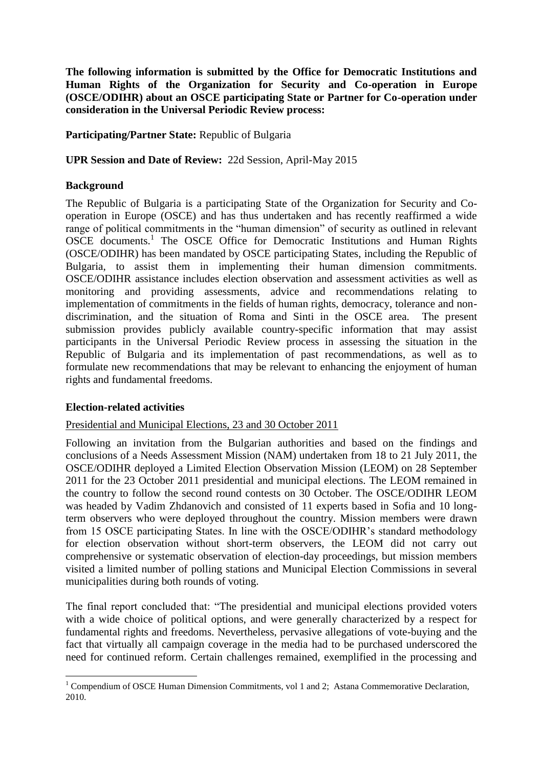**The following information is submitted by the Office for Democratic Institutions and Human Rights of the Organization for Security and Co-operation in Europe (OSCE/ODIHR) about an OSCE participating State or Partner for Co-operation under consideration in the Universal Periodic Review process:**

**Participating/Partner State:** Republic of Bulgaria

**UPR Session and Date of Review:** 22d Session, April-May 2015

## Background

The Republic of Bulgaria is a participating State of the Organization for Security and Co-operation in Europe (OSCE) and has thus undertaken and has recently reaffirmed a wide range of political commitments in the "human dimension" of security as outlined in relevant OSCE documents.[1] The OSCE Office for Democratic Institutions and Human Rights (OSCE/ODIHR) has been mandated by OSCE participating States, including the Republic of Bulgaria, to assist them in implementing their human dimension commitments. OSCE/ODIHR assistance includes election observation and assessment activities as well as monitoring and providing assessments, advice and recommendations relating to implementation of commitments in the fields of human rights, democracy, tolerance and non-discrimination, and the situation of Roma and Sinti in the OSCE area. The present submission provides publicly available country-specific information that may assist participants in the Universal Periodic Review process in assessing the situation in the Republic of Bulgaria and its implementation of past recommendations, as well as to formulate new recommendations that may be relevant to enhancing the enjoyment of human rights and fundamental freedoms.

## Election-related activities

Presidential and Municipal Elections, 23 and 30 October 2011

Following an invitation from the Bulgarian authorities and based on the findings and conclusions of a Needs Assessment Mission (NAM) undertaken from 18 to 21 July 2011, the OSCE/ODIHR deployed a Limited Election Observation Mission (LEOM) on 28 September 2011 for the 23 October 2011 presidential and municipal elections. The LEOM remained in the country to follow the second round contests on 30 October. The OSCE/ODIHR LEOM was headed by Vadim Zhdanovich and consisted of 11 experts based in Sofia and 10 long-term observers who were deployed throughout the country. Mission members were drawn from 15 OSCE participating States. In line with the OSCE/ODIHR's standard methodology for election observation without short-term observers, the LEOM did not carry out comprehensive or systematic observation of election-day proceedings, but mission members visited a limited number of polling stations and Municipal Election Commissions in several municipalities during both rounds of voting.

The final report concluded that: "The presidential and municipal elections provided voters with a wide choice of political options, and were generally characterized by a respect for fundamental rights and freedoms. Nevertheless, pervasive allegations of vote-buying and the fact that virtually all campaign coverage in the media had to be purchased underscored the need for continued reform. Certain challenges remained, exemplified in the processing and

[1] Compendium of OSCE Human Dimension Commitments, vol 1 and 2; Astana Commemorative Declaration, 2010.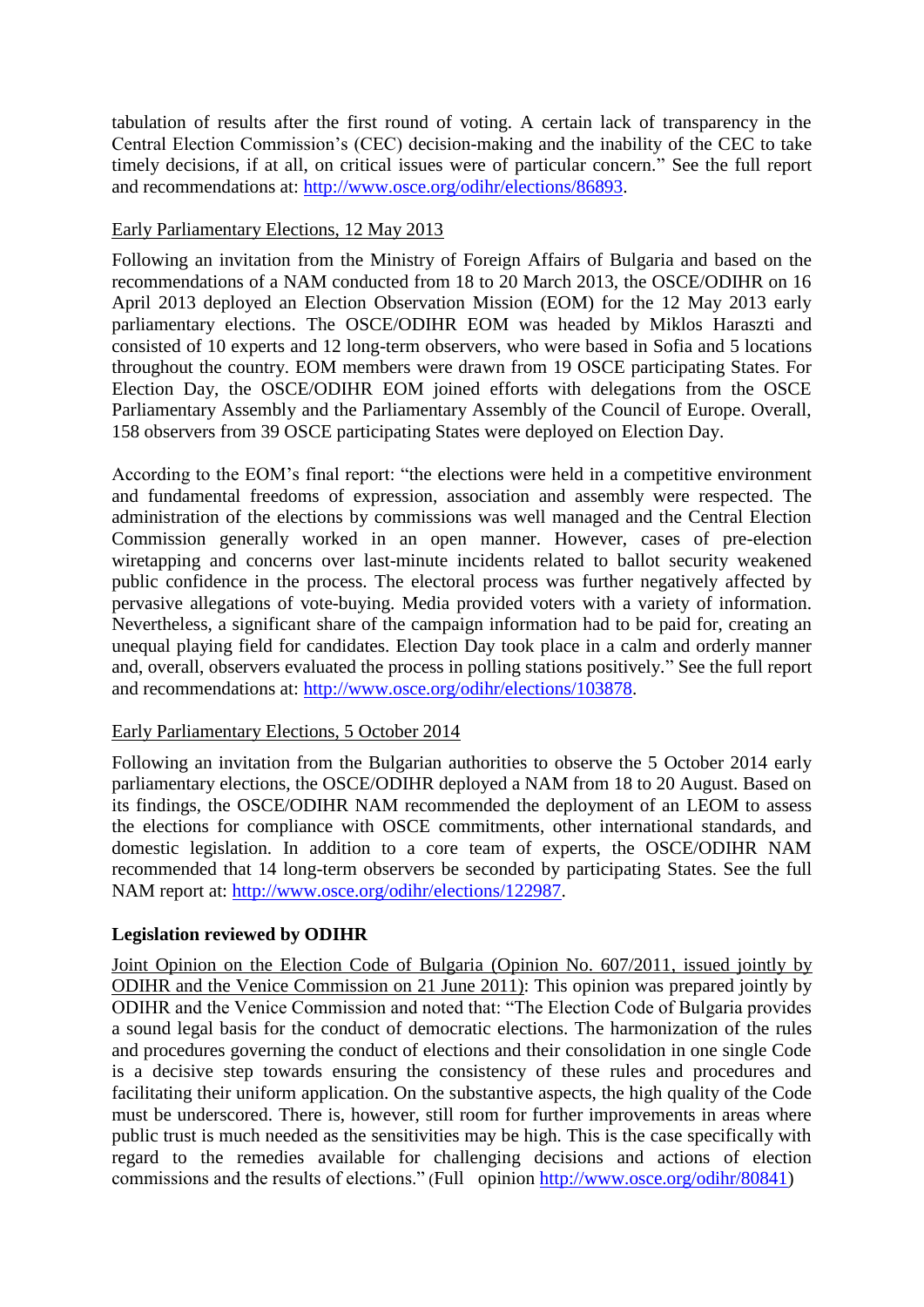tabulation of results after the first round of voting. A certain lack of transparency in the Central Election Commission's (CEC) decision-making and the inability of the CEC to take timely decisions, if at all, on critical issues were of particular concern." See the full report and recommendations at: http://www.osce.org/odihr/elections/86893.

Early Parliamentary Elections, 12 May 2013

Following an invitation from the Ministry of Foreign Affairs of Bulgaria and based on the recommendations of a NAM conducted from 18 to 20 March 2013, the OSCE/ODIHR on 16 April 2013 deployed an Election Observation Mission (EOM) for the 12 May 2013 early parliamentary elections. The OSCE/ODIHR EOM was headed by Miklos Haraszti and consisted of 10 experts and 12 long-term observers, who were based in Sofia and 5 locations throughout the country. EOM members were drawn from 19 OSCE participating States. For Election Day, the OSCE/ODIHR EOM joined efforts with delegations from the OSCE Parliamentary Assembly and the Parliamentary Assembly of the Council of Europe. Overall, 158 observers from 39 OSCE participating States were deployed on Election Day.

According to the EOM's final report: "the elections were held in a competitive environment and fundamental freedoms of expression, association and assembly were respected. The administration of the elections by commissions was well managed and the Central Election Commission generally worked in an open manner. However, cases of pre-election wiretapping and concerns over last-minute incidents related to ballot security weakened public confidence in the process. The electoral process was further negatively affected by pervasive allegations of vote-buying. Media provided voters with a variety of information. Nevertheless, a significant share of the campaign information had to be paid for, creating an unequal playing field for candidates. Election Day took place in a calm and orderly manner and, overall, observers evaluated the process in polling stations positively." See the full report and recommendations at: http://www.osce.org/odihr/elections/103878.

Early Parliamentary Elections, 5 October 2014

Following an invitation from the Bulgarian authorities to observe the 5 October 2014 early parliamentary elections, the OSCE/ODIHR deployed a NAM from 18 to 20 August. Based on its findings, the OSCE/ODIHR NAM recommended the deployment of an LEOM to assess the elections for compliance with OSCE commitments, other international standards, and domestic legislation. In addition to a core team of experts, the OSCE/ODIHR NAM recommended that 14 long-term observers be seconded by participating States. See the full NAM report at: http://www.osce.org/odihr/elections/122987.

**Legislation reviewed by ODIHR**

Joint Opinion on the Election Code of Bulgaria (Opinion No. 607/2011, issued jointly by ODIHR and the Venice Commission on 21 June 2011): This opinion was prepared jointly by ODIHR and the Venice Commission and noted that: "The Election Code of Bulgaria provides a sound legal basis for the conduct of democratic elections. The harmonization of the rules and procedures governing the conduct of elections and their consolidation in one single Code is a decisive step towards ensuring the consistency of these rules and procedures and facilitating their uniform application. On the substantive aspects, the high quality of the Code must be underscored. There is, however, still room for further improvements in areas where public trust is much needed as the sensitivities may be high. This is the case specifically with regard to the remedies available for challenging decisions and actions of election commissions and the results of elections." (Full opinion http://www.osce.org/odihr/80841)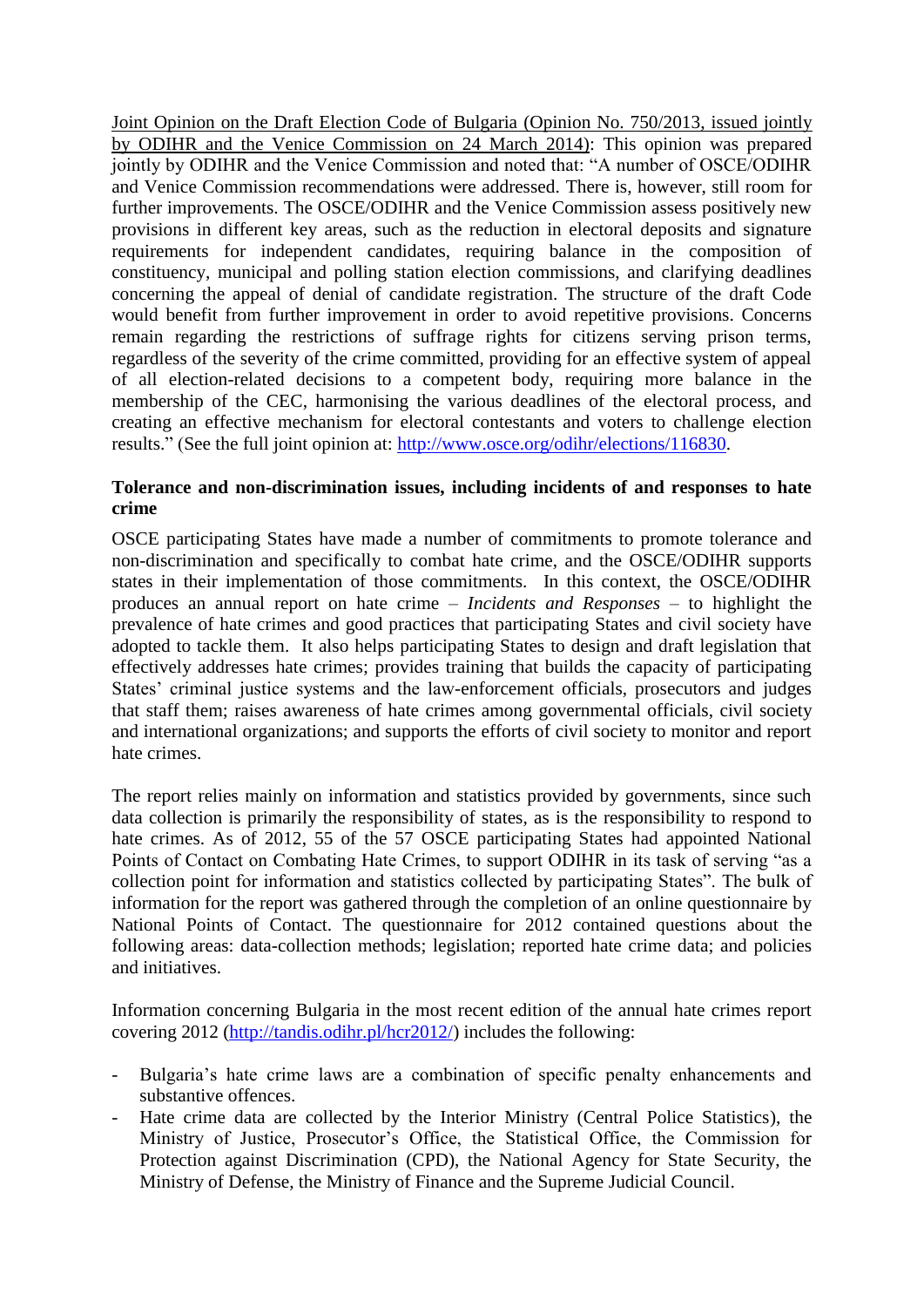Joint Opinion on the Draft Election Code of Bulgaria (Opinion No. 750/2013, issued jointly by ODIHR and the Venice Commission on 24 March 2014): This opinion was prepared jointly by ODIHR and the Venice Commission and noted that: "A number of OSCE/ODIHR and Venice Commission recommendations were addressed. There is, however, still room for further improvements. The OSCE/ODIHR and the Venice Commission assess positively new provisions in different key areas, such as the reduction in electoral deposits and signature requirements for independent candidates, requiring balance in the composition of constituency, municipal and polling station election commissions, and clarifying deadlines concerning the appeal of denial of candidate registration. The structure of the draft Code would benefit from further improvement in order to avoid repetitive provisions. Concerns remain regarding the restrictions of suffrage rights for citizens serving prison terms, regardless of the severity of the crime committed, providing for an effective system of appeal of all election-related decisions to a competent body, requiring more balance in the membership of the CEC, harmonising the various deadlines of the electoral process, and creating an effective mechanism for electoral contestants and voters to challenge election results." (See the full joint opinion at: http://www.osce.org/odihr/elections/116830.

**Tolerance and non-discrimination issues, including incidents of and responses to hate crime**

OSCE participating States have made a number of commitments to promote tolerance and non-discrimination and specifically to combat hate crime, and the OSCE/ODIHR supports states in their implementation of those commitments. In this context, the OSCE/ODIHR produces an annual report on hate crime – *Incidents and Responses* – to highlight the prevalence of hate crimes and good practices that participating States and civil society have adopted to tackle them. It also helps participating States to design and draft legislation that effectively addresses hate crimes; provides training that builds the capacity of participating States' criminal justice systems and the law-enforcement officials, prosecutors and judges that staff them; raises awareness of hate crimes among governmental officials, civil society and international organizations; and supports the efforts of civil society to monitor and report hate crimes.

The report relies mainly on information and statistics provided by governments, since such data collection is primarily the responsibility of states, as is the responsibility to respond to hate crimes. As of 2012, 55 of the 57 OSCE participating States had appointed National Points of Contact on Combating Hate Crimes, to support ODIHR in its task of serving "as a collection point for information and statistics collected by participating States". The bulk of information for the report was gathered through the completion of an online questionnaire by National Points of Contact. The questionnaire for 2012 contained questions about the following areas: data-collection methods; legislation; reported hate crime data; and policies and initiatives.

Information concerning Bulgaria in the most recent edition of the annual hate crimes report covering 2012 (http://tandis.odihr.pl/hcr2012/) includes the following:

- Bulgaria's hate crime laws are a combination of specific penalty enhancements and substantive offences.
- Hate crime data are collected by the Interior Ministry (Central Police Statistics), the Ministry of Justice, Prosecutor's Office, the Statistical Office, the Commission for Protection against Discrimination (CPD), the National Agency for State Security, the Ministry of Defense, the Ministry of Finance and the Supreme Judicial Council.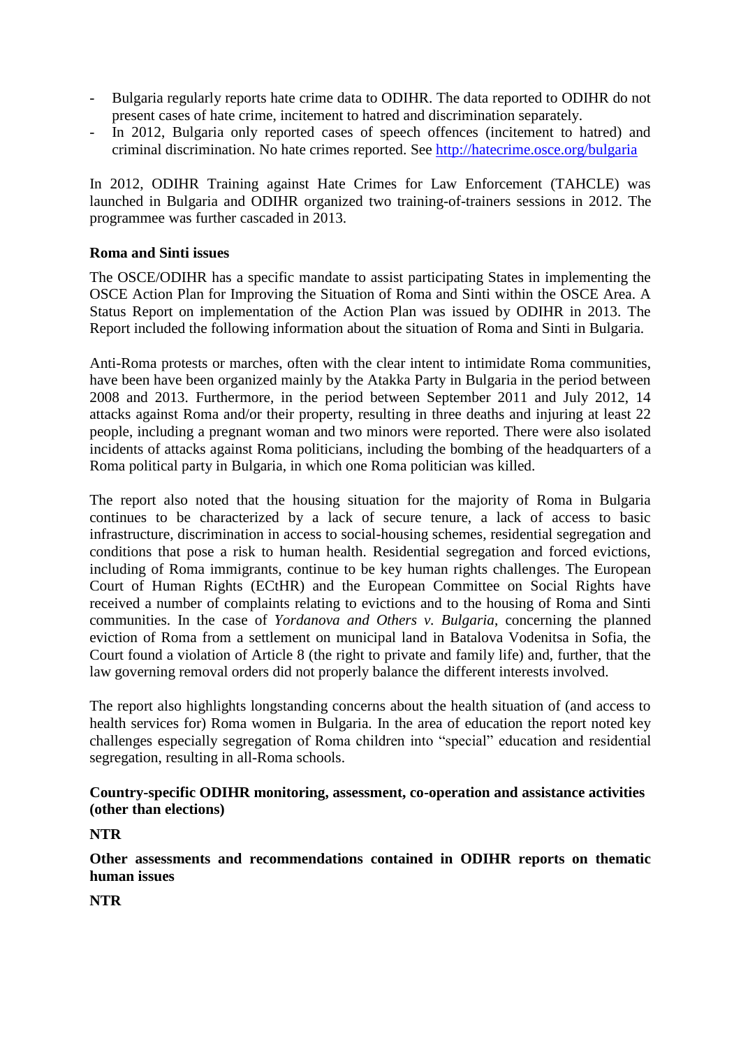- Bulgaria regularly reports hate crime data to ODIHR. The data reported to ODIHR do not present cases of hate crime, incitement to hatred and discrimination separately.
- In 2012, Bulgaria only reported cases of speech offences (incitement to hatred) and criminal discrimination. No hate crimes reported. See http://hatecrime.osce.org/bulgaria

In 2012, ODIHR Training against Hate Crimes for Law Enforcement (TAHCLE) was launched in Bulgaria and ODIHR organized two training-of-trainers sessions in 2012. The programmee was further cascaded in 2013.

**Roma and Sinti issues**

The OSCE/ODIHR has a specific mandate to assist participating States in implementing the OSCE Action Plan for Improving the Situation of Roma and Sinti within the OSCE Area. A Status Report on implementation of the Action Plan was issued by ODIHR in 2013. The Report included the following information about the situation of Roma and Sinti in Bulgaria.

Anti-Roma protests or marches, often with the clear intent to intimidate Roma communities, have been have been organized mainly by the Atakka Party in Bulgaria in the period between 2008 and 2013. Furthermore, in the period between September 2011 and July 2012, 14 attacks against Roma and/or their property, resulting in three deaths and injuring at least 22 people, including a pregnant woman and two minors were reported. There were also isolated incidents of attacks against Roma politicians, including the bombing of the headquarters of a Roma political party in Bulgaria, in which one Roma politician was killed.

The report also noted that the housing situation for the majority of Roma in Bulgaria continues to be characterized by a lack of secure tenure, a lack of access to basic infrastructure, discrimination in access to social-housing schemes, residential segregation and conditions that pose a risk to human health. Residential segregation and forced evictions, including of Roma immigrants, continue to be key human rights challenges. The European Court of Human Rights (ECtHR) and the European Committee on Social Rights have received a number of complaints relating to evictions and to the housing of Roma and Sinti communities. In the case of *Yordanova and Others v. Bulgaria*, concerning the planned eviction of Roma from a settlement on municipal land in Batalova Vodenitsa in Sofia, the Court found a violation of Article 8 (the right to private and family life) and, further, that the law governing removal orders did not properly balance the different interests involved.

The report also highlights longstanding concerns about the health situation of (and access to health services for) Roma women in Bulgaria. In the area of education the report noted key challenges especially segregation of Roma children into "special" education and residential segregation, resulting in all-Roma schools.

**Country-specific ODIHR monitoring, assessment, co-operation and assistance activities (other than elections)**

**NTR**

**Other assessments and recommendations contained in ODIHR reports on thematic human issues**

**NTR**